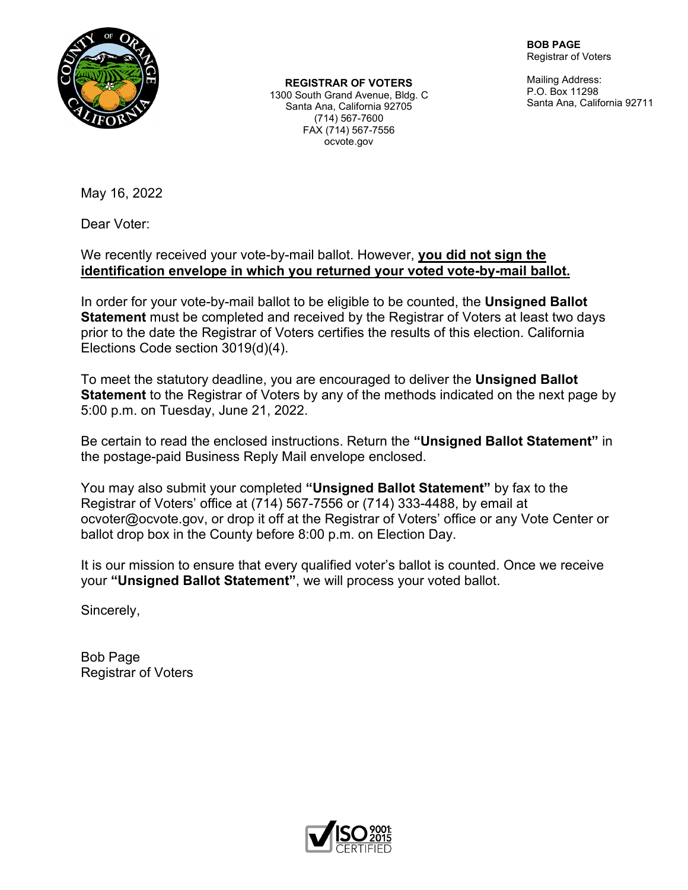**BOB PAGE**
Registrar of Voters

Mailing Address:
P.O. Box 11298
Santa Ana, California 92711

**REGISTRAR OF VOTERS**
1300 South Grand Avenue, Bldg. C
Santa Ana, California 92705
(714) 567-7600
FAX (714) 567-7556
ocvote.gov

May 16, 2022

Dear Voter:

We recently received your vote-by-mail ballot. However, **you did not sign the identification envelope in which you returned your voted vote-by-mail ballot.**

In order for your vote-by-mail ballot to be eligible to be counted, the **Unsigned Ballot Statement** must be completed and received by the Registrar of Voters at least two days prior to the date the Registrar of Voters certifies the results of this election. California Elections Code section 3019(d)(4).

To meet the statutory deadline, you are encouraged to deliver the **Unsigned Ballot Statement** to the Registrar of Voters by any of the methods indicated on the next page by 5:00 p.m. on Tuesday, June 21, 2022.

Be certain to read the enclosed instructions. Return the **"Unsigned Ballot Statement"** in the postage-paid Business Reply Mail envelope enclosed.

You may also submit your completed **"Unsigned Ballot Statement"** by fax to the Registrar of Voters' office at (714) 567-7556 or (714) 333-4488, by email at ocvoter@ocvote.gov, or drop it off at the Registrar of Voters' office or any Vote Center or ballot drop box in the County before 8:00 p.m. on Election Day.

It is our mission to ensure that every qualified voter's ballot is counted. Once we receive your **"Unsigned Ballot Statement"**, we will process your voted ballot.

Sincerely,

Bob Page
Registrar of Voters

ISO 9001:2015 CERTIFIED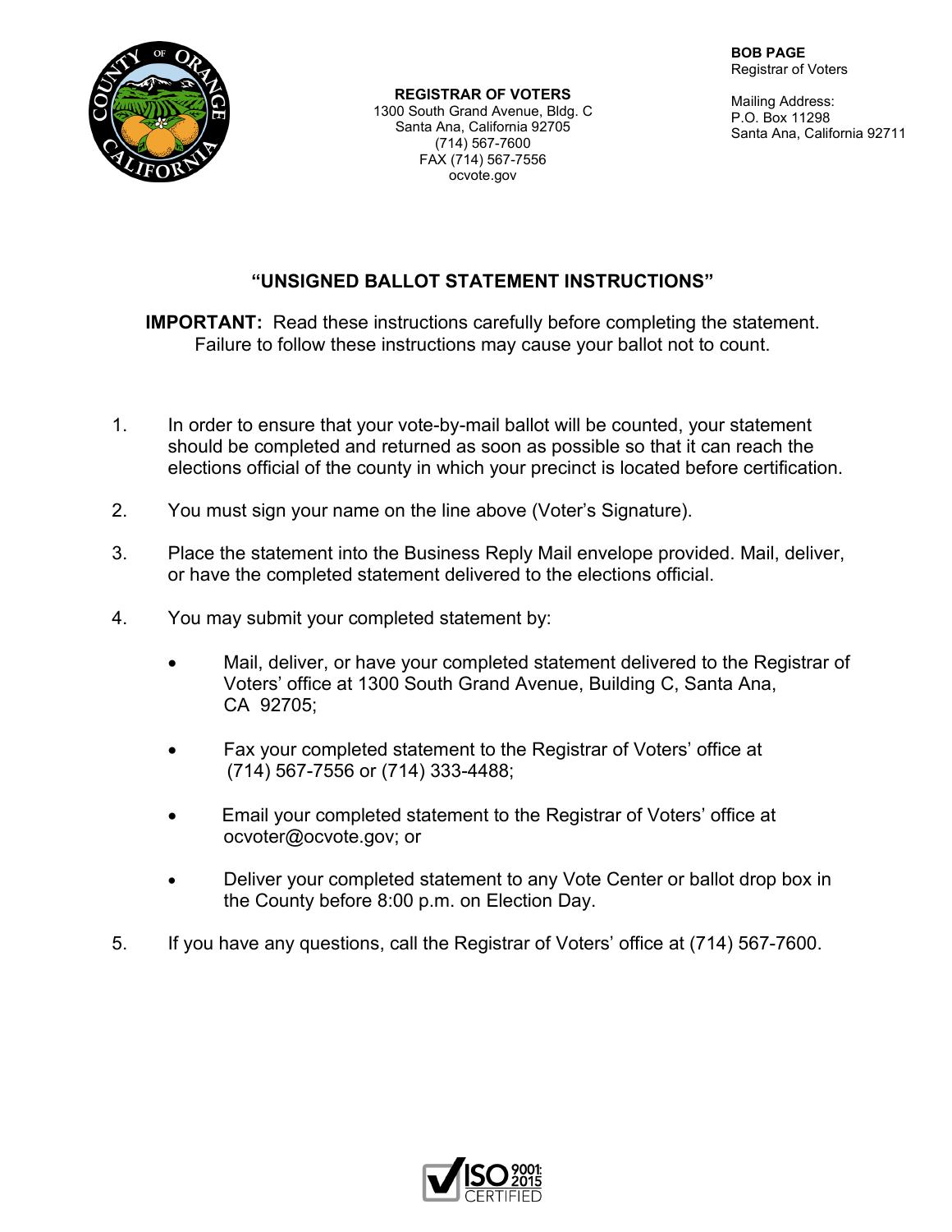**BOB PAGE**
Registrar of Voters

Mailing Address:
P.O. Box 11298
Santa Ana, California 92711

**REGISTRAR OF VOTERS**
1300 South Grand Avenue, Bldg. C
Santa Ana, California 92705
(714) 567-7600
FAX (714) 567-7556
ocvote.gov

## "UNSIGNED BALLOT STATEMENT INSTRUCTIONS"

**IMPORTANT:** Read these instructions carefully before completing the statement. Failure to follow these instructions may cause your ballot not to count.

1. In order to ensure that your vote-by-mail ballot will be counted, your statement should be completed and returned as soon as possible so that it can reach the elections official of the county in which your precinct is located before certification.

2. You must sign your name on the line above (Voter's Signature).

3. Place the statement into the Business Reply Mail envelope provided. Mail, deliver, or have the completed statement delivered to the elections official.

4. You may submit your completed statement by:

   - Mail, deliver, or have your completed statement delivered to the Registrar of Voters' office at 1300 South Grand Avenue, Building C, Santa Ana, CA 92705;

   - Fax your completed statement to the Registrar of Voters' office at (714) 567-7556 or (714) 333-4488;

   - Email your completed statement to the Registrar of Voters' office at ocvoter@ocvote.gov; or

   - Deliver your completed statement to any Vote Center or ballot drop box in the County before 8:00 p.m. on Election Day.

5. If you have any questions, call the Registrar of Voters' office at (714) 567-7600.

ISO 9001:2015 CERTIFIED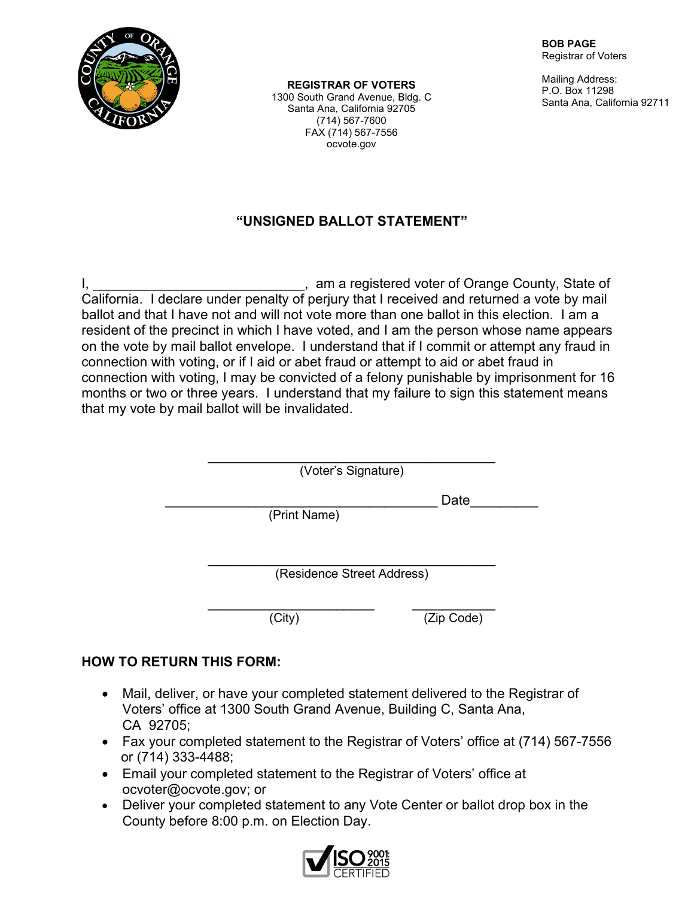**REGISTRAR OF VOTERS**
1300 South Grand Avenue, Bldg. C
Santa Ana, California 92705
(714) 567-7600
FAX (714) 567-7556
ocvote.gov

**BOB PAGE**
Registrar of Voters

Mailing Address:
P.O. Box 11298
Santa Ana, California 92711

# "UNSIGNED BALLOT STATEMENT"

I, ____________________________, am a registered voter of Orange County, State of California. I declare under penalty of perjury that I received and returned a vote by mail ballot and that I have not and will not vote more than one ballot in this election. I am a resident of the precinct in which I have voted, and I am the person whose name appears on the vote by mail ballot envelope. I understand that if I commit or attempt any fraud in connection with voting, or if I aid or abet fraud or attempt to aid or abet fraud in connection with voting, I may be convicted of a felony punishable by imprisonment for 16 months or two or three years. I understand that my failure to sign this statement means that my vote by mail ballot will be invalidated.

______________________________________
(Voter's Signature)

____________________________________ Date_________
(Print Name)

______________________________________
(Residence Street Address)

______________________ ___________
(City) (Zip Code)

**HOW TO RETURN THIS FORM:**

- Mail, deliver, or have your completed statement delivered to the Registrar of Voters' office at 1300 South Grand Avenue, Building C, Santa Ana, CA 92705;
- Fax your completed statement to the Registrar of Voters' office at (714) 567-7556 or (714) 333-4488;
- Email your completed statement to the Registrar of Voters' office at ocvoter@ocvote.gov; or
- Deliver your completed statement to any Vote Center or ballot drop box in the County before 8:00 p.m. on Election Day.

ISO 9001:2015 CERTIFIED